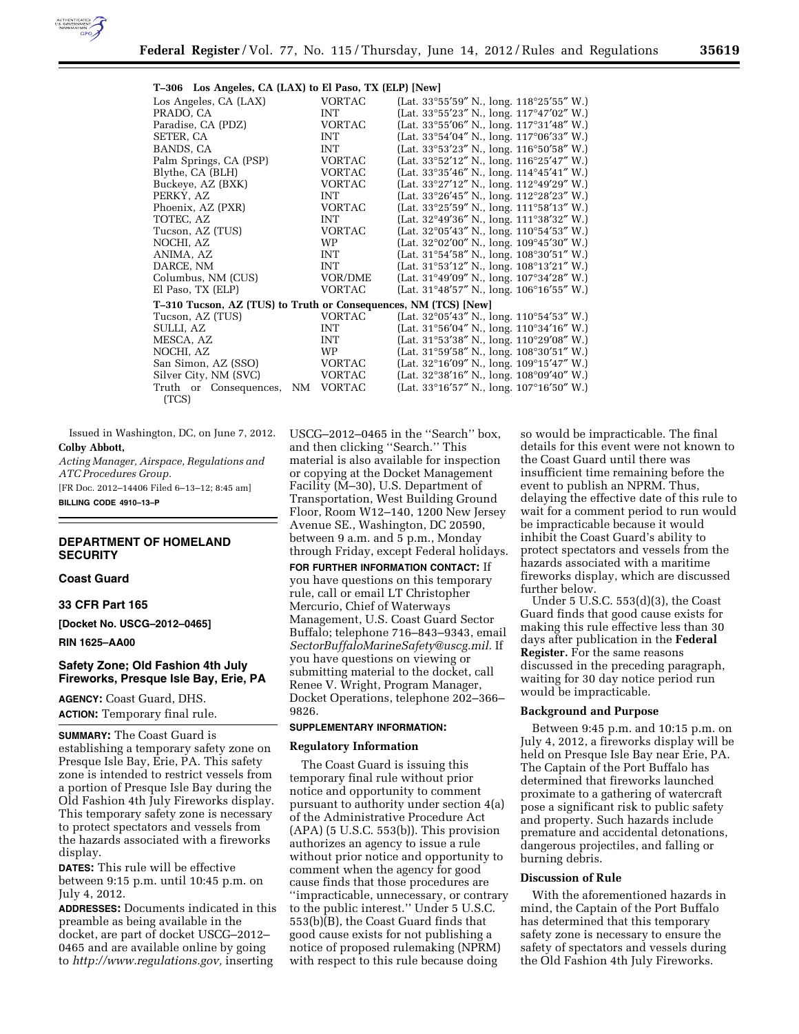**T–306 Los Angeles, CA (LAX) to El Paso, TX (ELP) [New]**

| | | |
|---|---|---|
| Los Angeles, CA (LAX) | VORTAC | (Lat. 33°55′59″ N., long. 118°25′55″ W.) |
| PRADO, CA | INT | (Lat. 33°55′23″ N., long. 117°47′02″ W.) |
| Paradise, CA (PDZ) | VORTAC | (Lat. 33°55′06″ N., long. 117°31′48″ W.) |
| SETER, CA | INT | (Lat. 33°54′04″ N., long. 117°06′33″ W.) |
| BANDS, CA | INT | (Lat. 33°53′23″ N., long. 116°50′58″ W.) |
| Palm Springs, CA (PSP) | VORTAC | (Lat. 33°52′12″ N., long. 116°25′47″ W.) |
| Blythe, CA (BLH) | VORTAC | (Lat. 33°35′46″ N., long. 114°45′41″ W.) |
| Buckeye, AZ (BXK) | VORTAC | (Lat. 33°27′12″ N., long. 112°49′29″ W.) |
| PERKY, AZ | INT | (Lat. 33°26′45″ N., long. 112°28′23″ W.) |
| Phoenix, AZ (PXR) | VORTAC | (Lat. 33°25′59″ N., long. 111°58′13″ W.) |
| TOTEC, AZ | INT | (Lat. 32°49′36″ N., long. 111°38′32″ W.) |
| Tucson, AZ (TUS) | VORTAC | (Lat. 32°05′43″ N., long. 110°54′53″ W.) |
| NOCHI, AZ | WP | (Lat. 32°02′00″ N., long. 109°45′30″ W.) |
| ANIMA, AZ | INT | (Lat. 31°54′58″ N., long. 108°30′51″ W.) |
| DARCE, NM | INT | (Lat. 31°53′12″ N., long. 108°13′21″ W.) |
| Columbus, NM (CUS) | VOR/DME | (Lat. 31°49′09″ N., long. 107°34′28″ W.) |
| El Paso, TX (ELP) | VORTAC | (Lat. 31°48′57″ N., long. 106°16′55″ W.) |

**T–310 Tucson, AZ (TUS) to Truth or Consequences, NM (TCS) [New]**

| | | |
|---|---|---|
| Tucson, AZ (TUS) | VORTAC | (Lat. 32°05′43″ N., long. 110°54′53″ W.) |
| SULLI, AZ | INT | (Lat. 31°56′04″ N., long. 110°34′16″ W.) |
| MESCA, AZ | INT | (Lat. 31°53′38″ N., long. 110°29′08″ W.) |
| NOCHI, AZ | WP | (Lat. 31°59′58″ N., long. 108°30′51″ W.) |
| San Simon, AZ (SSO) | VORTAC | (Lat. 32°16′09″ N., long. 109°15′47″ W.) |
| Silver City, NM (SVC) | VORTAC | (Lat. 32°38′16″ N., long. 108°09′40″ W.) |
| Truth or Consequences, NM (TCS) | VORTAC | (Lat. 33°16′57″ N., long. 107°16′50″ W.) |

Issued in Washington, DC, on June 7, 2012.

**Colby Abbott,**

*Acting Manager, Airspace, Regulations and ATC Procedures Group.*

[FR Doc. 2012–14406 Filed 6–13–12; 8:45 am]

**BILLING CODE 4910–13–P**

---

## DEPARTMENT OF HOMELAND SECURITY

### Coast Guard

### 33 CFR Part 165

**[Docket No. USCG–2012–0465]**

**RIN 1625–AA00**

### Safety Zone; Old Fashion 4th July Fireworks, Presque Isle Bay, Erie, PA

**AGENCY:** Coast Guard, DHS.

**ACTION:** Temporary final rule.

---

**SUMMARY:** The Coast Guard is establishing a temporary safety zone on Presque Isle Bay, Erie, PA. This safety zone is intended to restrict vessels from a portion of Presque Isle Bay during the Old Fashion 4th July Fireworks display. This temporary safety zone is necessary to protect spectators and vessels from the hazards associated with a fireworks display.

**DATES:** This rule will be effective between 9:15 p.m. until 10:45 p.m. on July 4, 2012.

**ADDRESSES:** Documents indicated in this preamble as being available in the docket, are part of docket USCG–2012–0465 and are available online by going to *http://www.regulations.gov,* inserting USCG–2012–0465 in the ''Search'' box, and then clicking ''Search.'' This material is also available for inspection or copying at the Docket Management Facility (M–30), U.S. Department of Transportation, West Building Ground Floor, Room W12–140, 1200 New Jersey Avenue SE., Washington, DC 20590, between 9 a.m. and 5 p.m., Monday through Friday, except Federal holidays.

**FOR FURTHER INFORMATION CONTACT:** If you have questions on this temporary rule, call or email LT Christopher Mercurio, Chief of Waterways Management, U.S. Coast Guard Sector Buffalo; telephone 716–843–9343, email *SectorBuffaloMarineSafety@uscg.mil.* If you have questions on viewing or submitting material to the docket, call Renee V. Wright, Program Manager, Docket Operations, telephone 202–366–9826.

**SUPPLEMENTARY INFORMATION:**

#### Regulatory Information

The Coast Guard is issuing this temporary final rule without prior notice and opportunity to comment pursuant to authority under section 4(a) of the Administrative Procedure Act (APA) (5 U.S.C. 553(b)). This provision authorizes an agency to issue a rule without prior notice and opportunity to comment when the agency for good cause finds that those procedures are ''impracticable, unnecessary, or contrary to the public interest.'' Under 5 U.S.C. 553(b)(B), the Coast Guard finds that good cause exists for not publishing a notice of proposed rulemaking (NPRM) with respect to this rule because doing so would be impracticable. The final details for this event were not known to the Coast Guard until there was insufficient time remaining before the event to publish an NPRM. Thus, delaying the effective date of this rule to wait for a comment period to run would be impracticable because it would inhibit the Coast Guard's ability to protect spectators and vessels from the hazards associated with a maritime fireworks display, which are discussed further below.

Under 5 U.S.C. 553(d)(3), the Coast Guard finds that good cause exists for making this rule effective less than 30 days after publication in the **Federal Register.** For the same reasons discussed in the preceding paragraph, waiting for 30 day notice period run would be impracticable.

#### Background and Purpose

Between 9:45 p.m. and 10:15 p.m. on July 4, 2012, a fireworks display will be held on Presque Isle Bay near Erie, PA. The Captain of the Port Buffalo has determined that fireworks launched proximate to a gathering of watercraft pose a significant risk to public safety and property. Such hazards include premature and accidental detonations, dangerous projectiles, and falling or burning debris.

#### Discussion of Rule

With the aforementioned hazards in mind, the Captain of the Port Buffalo has determined that this temporary safety zone is necessary to ensure the safety of spectators and vessels during the Old Fashion 4th July Fireworks.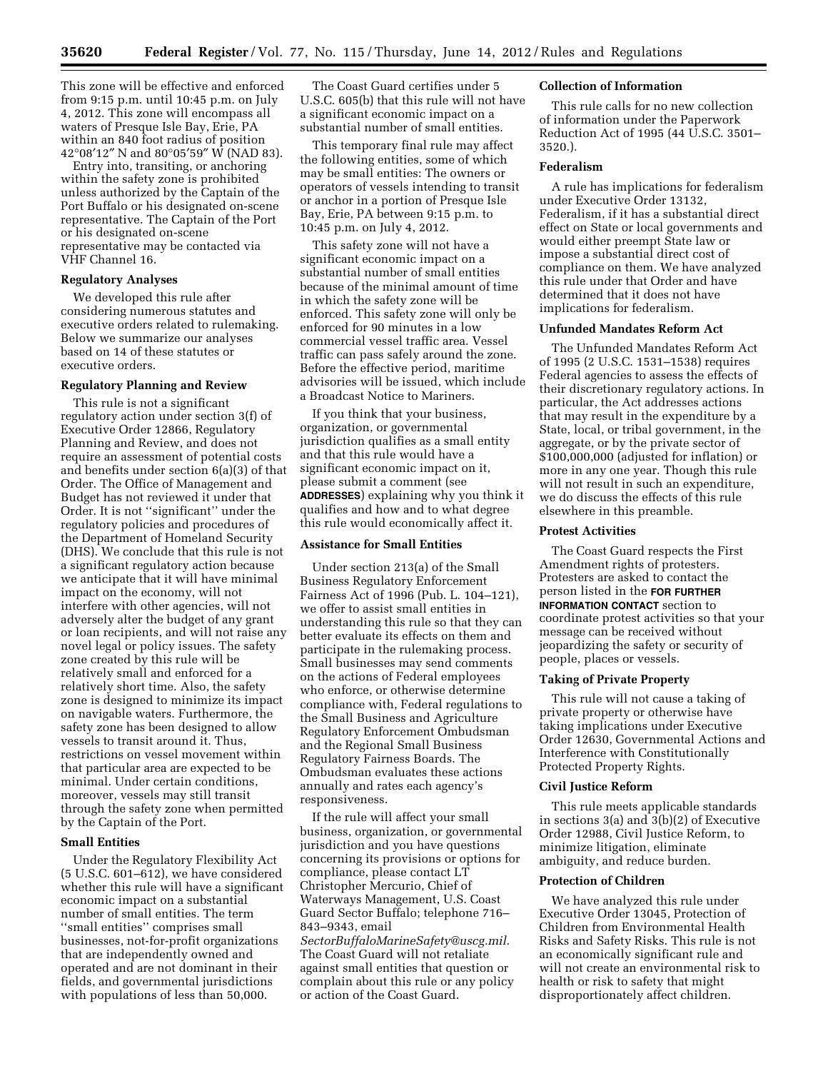This zone will be effective and enforced from 9:15 p.m. until 10:45 p.m. on July 4, 2012. This zone will encompass all waters of Presque Isle Bay, Erie, PA within an 840 foot radius of position 42°08′12″ N and 80°05′59″ W (NAD 83).

Entry into, transiting, or anchoring within the safety zone is prohibited unless authorized by the Captain of the Port Buffalo or his designated on-scene representative. The Captain of the Port or his designated on-scene representative may be contacted via VHF Channel 16.

### Regulatory Analyses

We developed this rule after considering numerous statutes and executive orders related to rulemaking. Below we summarize our analyses based on 14 of these statutes or executive orders.

### Regulatory Planning and Review

This rule is not a significant regulatory action under section 3(f) of Executive Order 12866, Regulatory Planning and Review, and does not require an assessment of potential costs and benefits under section 6(a)(3) of that Order. The Office of Management and Budget has not reviewed it under that Order. It is not ''significant'' under the regulatory policies and procedures of the Department of Homeland Security (DHS). We conclude that this rule is not a significant regulatory action because we anticipate that it will have minimal impact on the economy, will not interfere with other agencies, will not adversely alter the budget of any grant or loan recipients, and will not raise any novel legal or policy issues. The safety zone created by this rule will be relatively small and enforced for a relatively short time. Also, the safety zone is designed to minimize its impact on navigable waters. Furthermore, the safety zone has been designed to allow vessels to transit around it. Thus, restrictions on vessel movement within that particular area are expected to be minimal. Under certain conditions, moreover, vessels may still transit through the safety zone when permitted by the Captain of the Port.

### Small Entities

Under the Regulatory Flexibility Act (5 U.S.C. 601–612), we have considered whether this rule will have a significant economic impact on a substantial number of small entities. The term ''small entities'' comprises small businesses, not-for-profit organizations that are independently owned and operated and are not dominant in their fields, and governmental jurisdictions with populations of less than 50,000.

The Coast Guard certifies under 5 U.S.C. 605(b) that this rule will not have a significant economic impact on a substantial number of small entities.

This temporary final rule may affect the following entities, some of which may be small entities: The owners or operators of vessels intending to transit or anchor in a portion of Presque Isle Bay, Erie, PA between 9:15 p.m. to 10:45 p.m. on July 4, 2012.

This safety zone will not have a significant economic impact on a substantial number of small entities because of the minimal amount of time in which the safety zone will be enforced. This safety zone will only be enforced for 90 minutes in a low commercial vessel traffic area. Vessel traffic can pass safely around the zone. Before the effective period, maritime advisories will be issued, which include a Broadcast Notice to Mariners.

If you think that your business, organization, or governmental jurisdiction qualifies as a small entity and that this rule would have a significant economic impact on it, please submit a comment (see **ADDRESSES**) explaining why you think it qualifies and how and to what degree this rule would economically affect it.

### Assistance for Small Entities

Under section 213(a) of the Small Business Regulatory Enforcement Fairness Act of 1996 (Pub. L. 104–121), we offer to assist small entities in understanding this rule so that they can better evaluate its effects on them and participate in the rulemaking process. Small businesses may send comments on the actions of Federal employees who enforce, or otherwise determine compliance with, Federal regulations to the Small Business and Agriculture Regulatory Enforcement Ombudsman and the Regional Small Business Regulatory Fairness Boards. The Ombudsman evaluates these actions annually and rates each agency's responsiveness.

If the rule will affect your small business, organization, or governmental jurisdiction and you have questions concerning its provisions or options for compliance, please contact LT Christopher Mercurio, Chief of Waterways Management, U.S. Coast Guard Sector Buffalo; telephone 716–843–9343, email *SectorBuffaloMarineSafety@uscg.mil.* The Coast Guard will not retaliate against small entities that question or complain about this rule or any policy or action of the Coast Guard.

### Collection of Information

This rule calls for no new collection of information under the Paperwork Reduction Act of 1995 (44 U.S.C. 3501–3520.).

### Federalism

A rule has implications for federalism under Executive Order 13132, Federalism, if it has a substantial direct effect on State or local governments and would either preempt State law or impose a substantial direct cost of compliance on them. We have analyzed this rule under that Order and have determined that it does not have implications for federalism.

### Unfunded Mandates Reform Act

The Unfunded Mandates Reform Act of 1995 (2 U.S.C. 1531–1538) requires Federal agencies to assess the effects of their discretionary regulatory actions. In particular, the Act addresses actions that may result in the expenditure by a State, local, or tribal government, in the aggregate, or by the private sector of $100,000,000 (adjusted for inflation) or more in any one year. Though this rule will not result in such an expenditure, we do discuss the effects of this rule elsewhere in this preamble.

### Protest Activities

The Coast Guard respects the First Amendment rights of protesters. Protesters are asked to contact the person listed in the **FOR FURTHER INFORMATION CONTACT** section to coordinate protest activities so that your message can be received without jeopardizing the safety or security of people, places or vessels.

### Taking of Private Property

This rule will not cause a taking of private property or otherwise have taking implications under Executive Order 12630, Governmental Actions and Interference with Constitutionally Protected Property Rights.

### Civil Justice Reform

This rule meets applicable standards in sections 3(a) and 3(b)(2) of Executive Order 12988, Civil Justice Reform, to minimize litigation, eliminate ambiguity, and reduce burden.

### Protection of Children

We have analyzed this rule under Executive Order 13045, Protection of Children from Environmental Health Risks and Safety Risks. This rule is not an economically significant rule and will not create an environmental risk to health or risk to safety that might disproportionately affect children.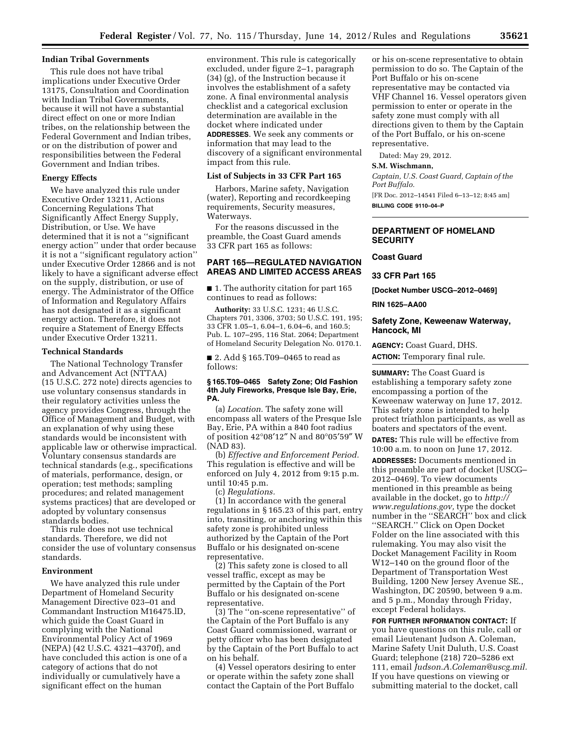#### Indian Tribal Governments

This rule does not have tribal implications under Executive Order 13175, Consultation and Coordination with Indian Tribal Governments, because it will not have a substantial direct effect on one or more Indian tribes, on the relationship between the Federal Government and Indian tribes, or on the distribution of power and responsibilities between the Federal Government and Indian tribes.

#### Energy Effects

We have analyzed this rule under Executive Order 13211, Actions Concerning Regulations That Significantly Affect Energy Supply, Distribution, or Use. We have determined that it is not a ''significant energy action'' under that order because it is not a ''significant regulatory action'' under Executive Order 12866 and is not likely to have a significant adverse effect on the supply, distribution, or use of energy. The Administrator of the Office of Information and Regulatory Affairs has not designated it as a significant energy action. Therefore, it does not require a Statement of Energy Effects under Executive Order 13211.

#### Technical Standards

The National Technology Transfer and Advancement Act (NTTAA) (15 U.S.C. 272 note) directs agencies to use voluntary consensus standards in their regulatory activities unless the agency provides Congress, through the Office of Management and Budget, with an explanation of why using these standards would be inconsistent with applicable law or otherwise impractical. Voluntary consensus standards are technical standards (e.g., specifications of materials, performance, design, or operation; test methods; sampling procedures; and related management systems practices) that are developed or adopted by voluntary consensus standards bodies.

This rule does not use technical standards. Therefore, we did not consider the use of voluntary consensus standards.

#### Environment

We have analyzed this rule under Department of Homeland Security Management Directive 023–01 and Commandant Instruction M16475.lD, which guide the Coast Guard in complying with the National Environmental Policy Act of 1969 (NEPA) (42 U.S.C. 4321–4370f), and have concluded this action is one of a category of actions that do not individually or cumulatively have a significant effect on the human environment. This rule is categorically excluded, under figure 2–1, paragraph (34) (g), of the Instruction because it involves the establishment of a safety zone. A final environmental analysis checklist and a categorical exclusion determination are available in the docket where indicated under **ADDRESSES**. We seek any comments or information that may lead to the discovery of a significant environmental impact from this rule.

#### List of Subjects in 33 CFR Part 165

Harbors, Marine safety, Navigation (water), Reporting and recordkeeping requirements, Security measures, Waterways.

For the reasons discussed in the preamble, the Coast Guard amends 33 CFR part 165 as follows:

### PART 165—REGULATED NAVIGATION AREAS AND LIMITED ACCESS AREAS

■ 1. The authority citation for part 165 continues to read as follows:

**Authority:** 33 U.S.C. 1231; 46 U.S.C. Chapters 701, 3306, 3703; 50 U.S.C. 191, 195; 33 CFR 1.05–1, 6.04–1, 6.04–6, and 160.5; Pub. L. 107–295, 116 Stat. 2064; Department of Homeland Security Delegation No. 0170.1.

■ 2. Add § 165.T09–0465 to read as follows:

#### § 165.T09–0465 Safety Zone; Old Fashion 4th July Fireworks, Presque Isle Bay, Erie, PA.

(a) *Location.* The safety zone will encompass all waters of the Presque Isle Bay, Erie, PA within a 840 foot radius of position 42°08′12″ N and 80°05′59″ W (NAD 83).

(b) *Effective and Enforcement Period.* This regulation is effective and will be enforced on July 4, 2012 from 9:15 p.m. until 10:45 p.m.

(c) *Regulations.*

(1) In accordance with the general regulations in § 165.23 of this part, entry into, transiting, or anchoring within this safety zone is prohibited unless authorized by the Captain of the Port Buffalo or his designated on-scene representative.

(2) This safety zone is closed to all vessel traffic, except as may be permitted by the Captain of the Port Buffalo or his designated on-scene representative.

(3) The ''on-scene representative'' of the Captain of the Port Buffalo is any Coast Guard commissioned, warrant or petty officer who has been designated by the Captain of the Port Buffalo to act on his behalf.

(4) Vessel operators desiring to enter or operate within the safety zone shall contact the Captain of the Port Buffalo or his on-scene representative to obtain permission to do so. The Captain of the Port Buffalo or his on-scene representative may be contacted via VHF Channel 16. Vessel operators given permission to enter or operate in the safety zone must comply with all directions given to them by the Captain of the Port Buffalo, or his on-scene representative.

Dated: May 29, 2012.

**S.M. Wischmann,**

*Captain, U.S. Coast Guard, Captain of the Port Buffalo.*

[FR Doc. 2012–14541 Filed 6–13–12; 8:45 am]

**BILLING CODE 9110–04–P**

---

## DEPARTMENT OF HOMELAND SECURITY

### Coast Guard

### 33 CFR Part 165

**[Docket Number USCG–2012–0469]**

**RIN 1625–AA00**

## Safety Zone, Keweenaw Waterway, Hancock, MI

**AGENCY:** Coast Guard, DHS.

**ACTION:** Temporary final rule.

**SUMMARY:** The Coast Guard is establishing a temporary safety zone encompassing a portion of the Keweenaw waterway on June 17, 2012. This safety zone is intended to help protect triathlon participants, as well as boaters and spectators of the event.

**DATES:** This rule will be effective from 10:00 a.m. to noon on June 17, 2012.

**ADDRESSES:** Documents mentioned in this preamble are part of docket [USCG–2012–0469]. To view documents mentioned in this preamble as being available in the docket, go to *http://www.regulations.gov,* type the docket number in the ''SEARCH'' box and click ''SEARCH.'' Click on Open Docket Folder on the line associated with this rulemaking. You may also visit the Docket Management Facility in Room W12–140 on the ground floor of the Department of Transportation West Building, 1200 New Jersey Avenue SE., Washington, DC 20590, between 9 a.m. and 5 p.m., Monday through Friday, except Federal holidays.

**FOR FURTHER INFORMATION CONTACT:** If you have questions on this rule, call or email Lieutenant Judson A. Coleman, Marine Safety Unit Duluth, U.S. Coast Guard; telephone (218) 720–5286 ext 111, email *Judson.A.Coleman@uscg.mil.* If you have questions on viewing or submitting material to the docket, call